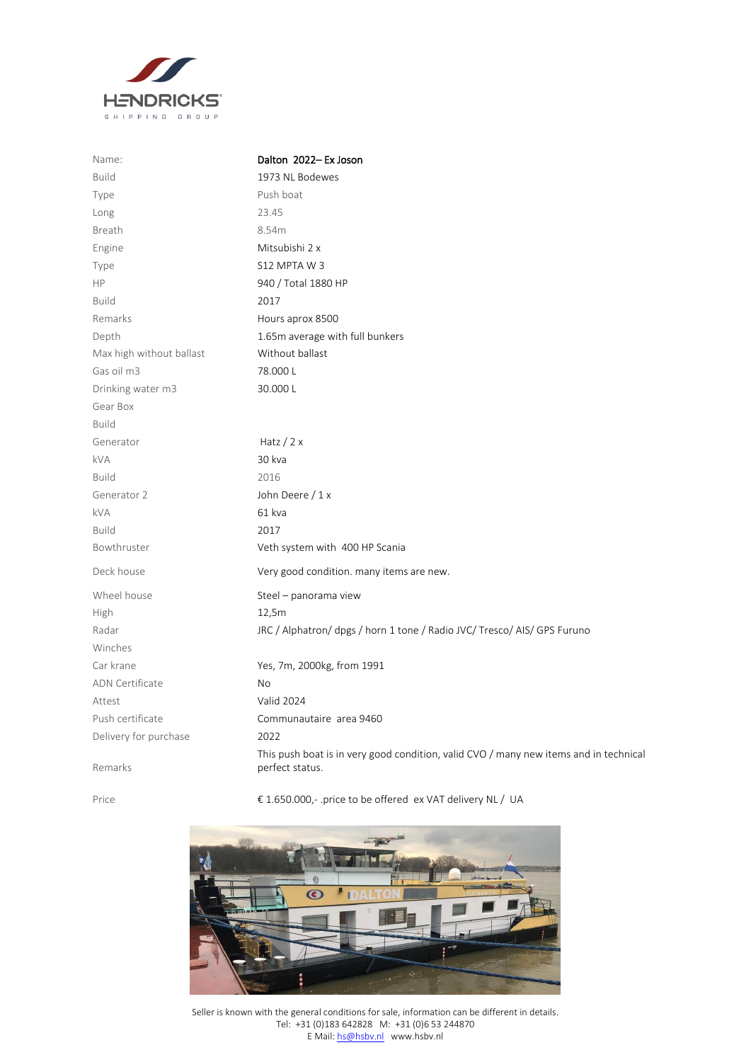| | |
|---|---|
| Name: | Dalton 2022– Ex Joson |
| Build | 1973 NL Bodewes |
| Type | Push boat |
| Long | 23.45 |
| Breath | 8.54m |
| Engine | Mitsubishi 2 x |
| Type | S12 MPTA W 3 |
| HP | 940 / Total 1880 HP |
| Build | 2017 |
| Remarks | Hours aprox 8500 |
| Depth | 1.65m average with full bunkers |
| Max high without ballast | Without ballast |
| Gas oil m3 | 78.000 L |
| Drinking water m3 | 30.000 L |
| Gear Box | |
| Build | |
| Generator | Hatz / 2 x |
| kVA | 30 kva |
| Build | 2016 |
| Generator 2 | John Deere / 1 x |
| kVA | 61 kva |
| Build | 2017 |
| Bowthruster | Veth system with 400 HP Scania |
| Deck house | Very good condition. many items are new. |
| Wheel house | Steel – panorama view |
| High | 12,5m |
| Radar | JRC / Alphatron/ dpgs / horn 1 tone / Radio JVC/ Tresco/ AIS/ GPS Furuno |
| Winches | |
| Car krane | Yes, 7m, 2000kg, from 1991 |
| ADN Certificate | No |
| Attest | Valid 2024 |
| Push certificate | Communautaire area 9460 |
| Delivery for purchase | 2022 |
| Remarks | This push boat is in very good condition, valid CVO / many new items and in technical perfect status. |
| Price | € 1.650.000,- .price to be offered ex VAT delivery NL / UA |

Seller is known with the general conditions for sale, information can be different in details.
Tel: +31 (0)183 642828 M: +31 (0)6 53 244870
E Mail: hs@hsbv.nl www.hsbv.nl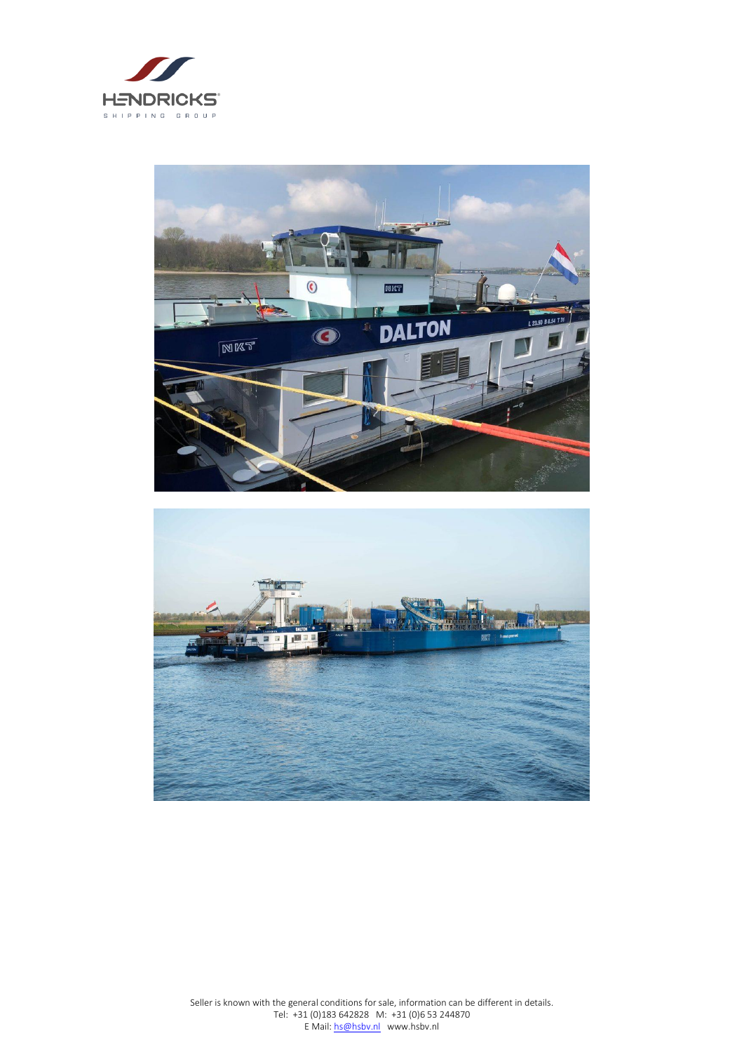Seller is known with the general conditions for sale, information can be different in details.
Tel: +31 (0)183 642828 M: +31 (0)6 53 244870
E Mail: hs@hsbv.nl www.hsbv.nl